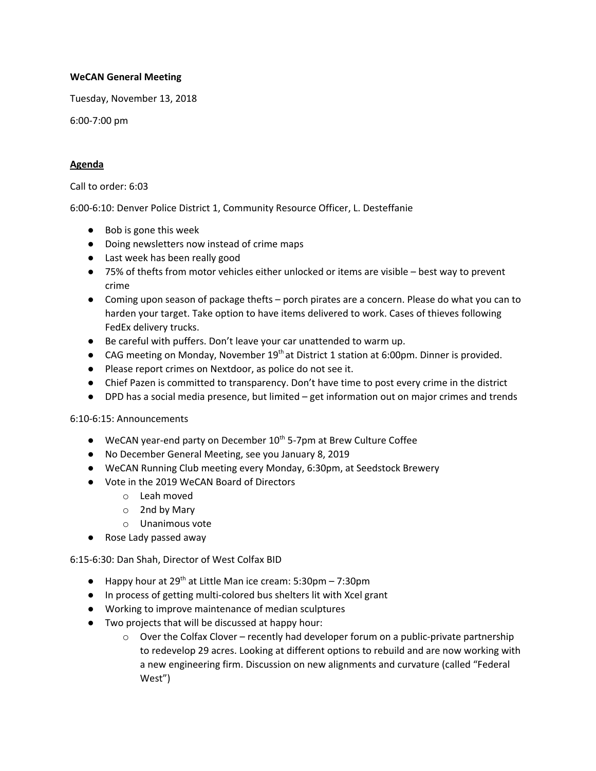**WeCAN General Meeting**

Tuesday, November 13, 2018

6:00-7:00 pm

**Agenda**

Call to order: 6:03

6:00-6:10: Denver Police District 1, Community Resource Officer, L. Desteffanie

- Bob is gone this week
- Doing newsletters now instead of crime maps
- Last week has been really good
- 75% of thefts from motor vehicles either unlocked or items are visible – best way to prevent crime
- Coming upon season of package thefts – porch pirates are a concern. Please do what you can to harden your target. Take option to have items delivered to work. Cases of thieves following FedEx delivery trucks.
- Be careful with puffers. Don't leave your car unattended to warm up.
- CAG meeting on Monday, November 19th at District 1 station at 6:00pm. Dinner is provided.
- Please report crimes on Nextdoor, as police do not see it.
- Chief Pazen is committed to transparency. Don't have time to post every crime in the district
- DPD has a social media presence, but limited – get information out on major crimes and trends

6:10-6:15: Announcements

- WeCAN year-end party on December 10th 5-7pm at Brew Culture Coffee
- No December General Meeting, see you January 8, 2019
- WeCAN Running Club meeting every Monday, 6:30pm, at Seedstock Brewery
- Vote in the 2019 WeCAN Board of Directors
  - Leah moved
  - 2nd by Mary
  - Unanimous vote
- Rose Lady passed away

6:15-6:30: Dan Shah, Director of West Colfax BID

- Happy hour at 29th at Little Man ice cream: 5:30pm – 7:30pm
- In process of getting multi-colored bus shelters lit with Xcel grant
- Working to improve maintenance of median sculptures
- Two projects that will be discussed at happy hour:
  - Over the Colfax Clover – recently had developer forum on a public-private partnership to redevelop 29 acres. Looking at different options to rebuild and are now working with a new engineering firm. Discussion on new alignments and curvature (called "Federal West")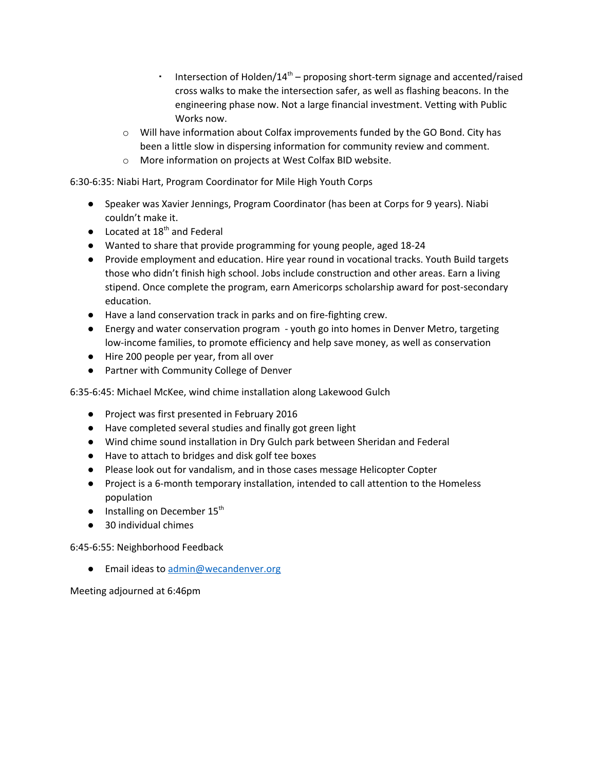- Intersection of Holden/14th – proposing short-term signage and accented/raised cross walks to make the intersection safer, as well as flashing beacons. In the engineering phase now. Not a large financial investment. Vetting with Public Works now.
  - Will have information about Colfax improvements funded by the GO Bond. City has been a little slow in dispersing information for community review and comment.
  - More information on projects at West Colfax BID website.

6:30-6:35: Niabi Hart, Program Coordinator for Mile High Youth Corps

- Speaker was Xavier Jennings, Program Coordinator (has been at Corps for 9 years). Niabi couldn't make it.
- Located at 18th and Federal
- Wanted to share that provide programming for young people, aged 18-24
- Provide employment and education. Hire year round in vocational tracks. Youth Build targets those who didn't finish high school. Jobs include construction and other areas. Earn a living stipend. Once complete the program, earn Americorps scholarship award for post-secondary education.
- Have a land conservation track in parks and on fire-fighting crew.
- Energy and water conservation program - youth go into homes in Denver Metro, targeting low-income families, to promote efficiency and help save money, as well as conservation
- Hire 200 people per year, from all over
- Partner with Community College of Denver

6:35-6:45: Michael McKee, wind chime installation along Lakewood Gulch

- Project was first presented in February 2016
- Have completed several studies and finally got green light
- Wind chime sound installation in Dry Gulch park between Sheridan and Federal
- Have to attach to bridges and disk golf tee boxes
- Please look out for vandalism, and in those cases message Helicopter Copter
- Project is a 6-month temporary installation, intended to call attention to the Homeless population
- Installing on December 15th
- 30 individual chimes

6:45-6:55: Neighborhood Feedback

- Email ideas to admin@wecandenver.org

Meeting adjourned at 6:46pm